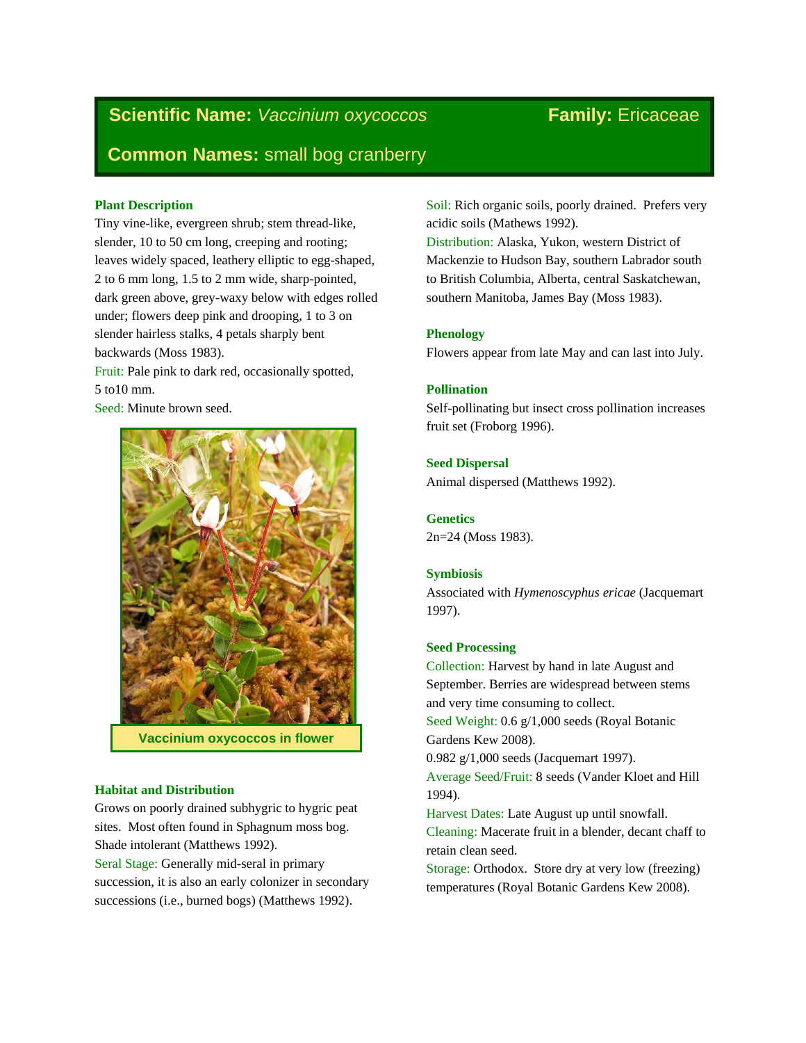**Scientific Name:** *Vaccinium oxycoccos* **Family:** Ericaceae

**Common Names:** small bog cranberry

## Plant Description

Tiny vine-like, evergreen shrub; stem thread-like, slender, 10 to 50 cm long, creeping and rooting; leaves widely spaced, leathery elliptic to egg-shaped, 2 to 6 mm long, 1.5 to 2 mm wide, sharp-pointed, dark green above, grey-waxy below with edges rolled under; flowers deep pink and drooping, 1 to 3 on slender hairless stalks, 4 petals sharply bent backwards (Moss 1983).

Fruit: Pale pink to dark red, occasionally spotted, 5 to10 mm.

Seed: Minute brown seed.

Vaccinium oxycoccos in flower

## Habitat and Distribution

Grows on poorly drained subhygric to hygric peat sites. Most often found in Sphagnum moss bog. Shade intolerant (Matthews 1992).

Seral Stage: Generally mid-seral in primary succession, it is also an early colonizer in secondary successions (i.e., burned bogs) (Matthews 1992).

Soil: Rich organic soils, poorly drained. Prefers very acidic soils (Mathews 1992).

Distribution: Alaska, Yukon, western District of Mackenzie to Hudson Bay, southern Labrador south to British Columbia, Alberta, central Saskatchewan, southern Manitoba, James Bay (Moss 1983).

## Phenology

Flowers appear from late May and can last into July.

## Pollination

Self-pollinating but insect cross pollination increases fruit set (Froborg 1996).

## Seed Dispersal

Animal dispersed (Matthews 1992).

## Genetics

2n=24 (Moss 1983).

## Symbiosis

Associated with *Hymenoscyphus ericae* (Jacquemart 1997).

## Seed Processing

Collection: Harvest by hand in late August and September. Berries are widespread between stems and very time consuming to collect.

Seed Weight: 0.6 g/1,000 seeds (Royal Botanic Gardens Kew 2008).

0.982 g/1,000 seeds (Jacquemart 1997).

Average Seed/Fruit: 8 seeds (Vander Kloet and Hill 1994).

Harvest Dates: Late August up until snowfall.

Cleaning: Macerate fruit in a blender, decant chaff to retain clean seed.

Storage: Orthodox. Store dry at very low (freezing) temperatures (Royal Botanic Gardens Kew 2008).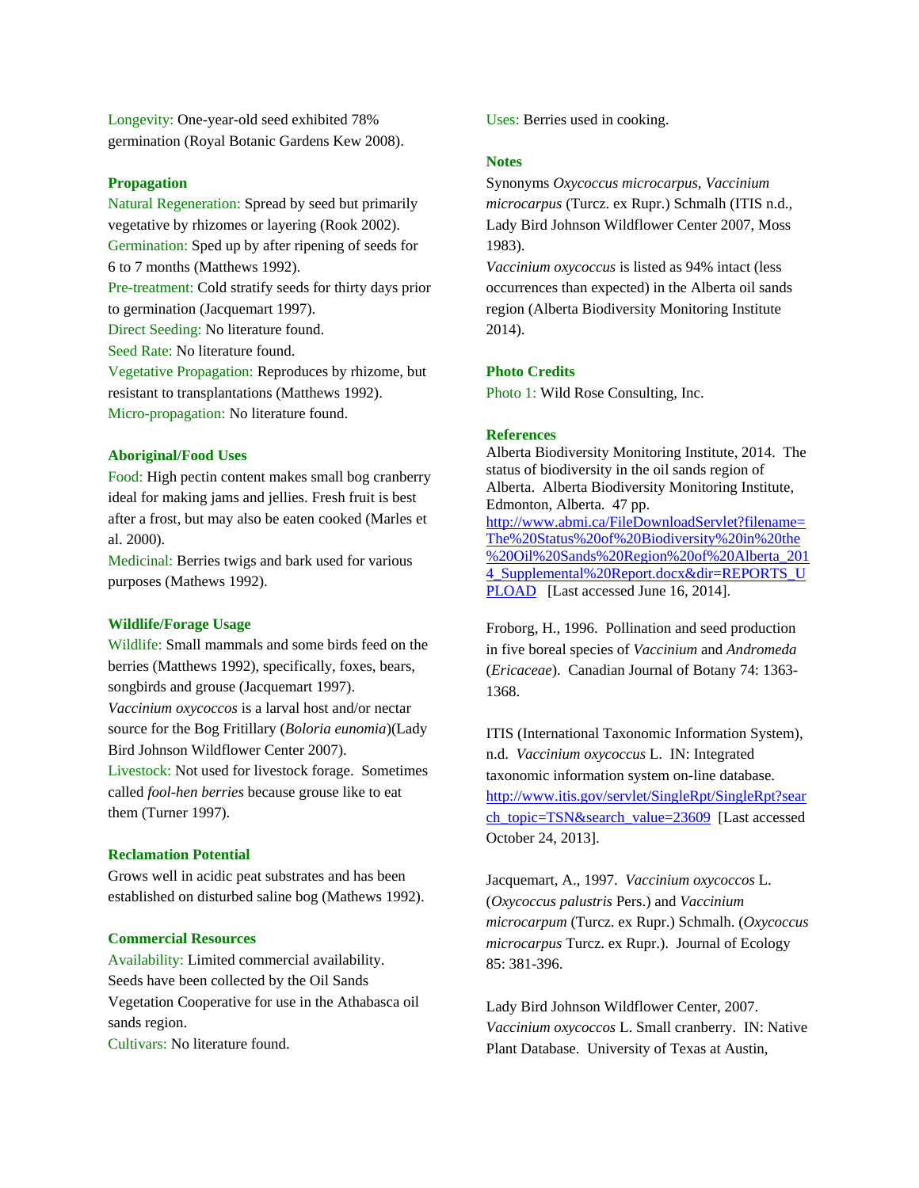Longevity: One-year-old seed exhibited 78% germination (Royal Botanic Gardens Kew 2008).

### Propagation

Natural Regeneration: Spread by seed but primarily vegetative by rhizomes or layering (Rook 2002).
Germination: Sped up by after ripening of seeds for 6 to 7 months (Matthews 1992).
Pre-treatment: Cold stratify seeds for thirty days prior to germination (Jacquemart 1997).
Direct Seeding: No literature found.
Seed Rate: No literature found.
Vegetative Propagation: Reproduces by rhizome, but resistant to transplantations (Matthews 1992).
Micro-propagation: No literature found.

### Aboriginal/Food Uses

Food: High pectin content makes small bog cranberry ideal for making jams and jellies. Fresh fruit is best after a frost, but may also be eaten cooked (Marles et al. 2000).
Medicinal: Berries twigs and bark used for various purposes (Mathews 1992).

### Wildlife/Forage Usage

Wildlife: Small mammals and some birds feed on the berries (Matthews 1992), specifically, foxes, bears, songbirds and grouse (Jacquemart 1997).
*Vaccinium oxycoccos* is a larval host and/or nectar source for the Bog Fritillary (*Boloria eunomia*)(Lady Bird Johnson Wildflower Center 2007).
Livestock: Not used for livestock forage. Sometimes called *fool-hen berries* because grouse like to eat them (Turner 1997).

### Reclamation Potential

Grows well in acidic peat substrates and has been established on disturbed saline bog (Mathews 1992).

### Commercial Resources

Availability: Limited commercial availability. Seeds have been collected by the Oil Sands Vegetation Cooperative for use in the Athabasca oil sands region.
Cultivars: No literature found.
Uses: Berries used in cooking.

### Notes

Synonyms *Oxycoccus microcarpus*, *Vaccinium microcarpus* (Turcz. ex Rupr.) Schmalh (ITIS n.d., Lady Bird Johnson Wildflower Center 2007, Moss 1983).
*Vaccinium oxycoccus* is listed as 94% intact (less occurrences than expected) in the Alberta oil sands region (Alberta Biodiversity Monitoring Institute 2014).

### Photo Credits

Photo 1: Wild Rose Consulting, Inc.

### References

Alberta Biodiversity Monitoring Institute, 2014. The status of biodiversity in the oil sands region of Alberta. Alberta Biodiversity Monitoring Institute, Edmonton, Alberta. 47 pp. http://www.abmi.ca/FileDownloadServlet?filename=The%20Status%20of%20Biodiversity%20in%20the%20Oil%20Sands%20Region%20of%20Alberta_2014_Supplemental%20Report.docx&dir=REPORTS_UPLOAD [Last accessed June 16, 2014].

Froborg, H., 1996. Pollination and seed production in five boreal species of *Vaccinium* and *Andromeda* (*Ericaceae*). Canadian Journal of Botany 74: 1363-1368.

ITIS (International Taxonomic Information System), n.d. *Vaccinium oxycoccus* L. IN: Integrated taxonomic information system on-line database. http://www.itis.gov/servlet/SingleRpt/SingleRpt?search_topic=TSN&search_value=23609 [Last accessed October 24, 2013].

Jacquemart, A., 1997. *Vaccinium oxycoccos* L. (*Oxycoccus palustris* Pers.) and *Vaccinium microcarpum* (Turcz. ex Rupr.) Schmalh. (*Oxycoccus microcarpus* Turcz. ex Rupr.). Journal of Ecology 85: 381-396.

Lady Bird Johnson Wildflower Center, 2007. *Vaccinium oxycoccos* L. Small cranberry. IN: Native Plant Database. University of Texas at Austin,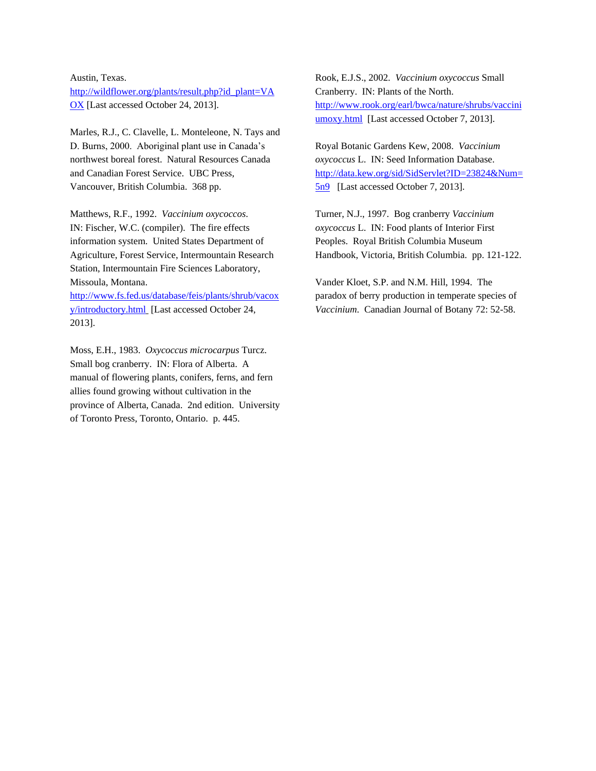Austin, Texas. http://wildflower.org/plants/result.php?id_plant=VAOX [Last accessed October 24, 2013].

Marles, R.J., C. Clavelle, L. Monteleone, N. Tays and D. Burns, 2000. Aboriginal plant use in Canada's northwest boreal forest. Natural Resources Canada and Canadian Forest Service. UBC Press, Vancouver, British Columbia. 368 pp.

Matthews, R.F., 1992. *Vaccinium oxycoccos*. IN: Fischer, W.C. (compiler). The fire effects information system. United States Department of Agriculture, Forest Service, Intermountain Research Station, Intermountain Fire Sciences Laboratory, Missoula, Montana. http://www.fs.fed.us/database/feis/plants/shrub/vacoxy/introductory.html [Last accessed October 24, 2013].

Moss, E.H., 1983. *Oxycoccus microcarpus* Turcz. Small bog cranberry. IN: Flora of Alberta. A manual of flowering plants, conifers, ferns, and fern allies found growing without cultivation in the province of Alberta, Canada. 2nd edition. University of Toronto Press, Toronto, Ontario. p. 445.

Rook, E.J.S., 2002. *Vaccinium oxycoccus* Small Cranberry. IN: Plants of the North. http://www.rook.org/earl/bwca/nature/shrubs/vacciniumoxy.html [Last accessed October 7, 2013].

Royal Botanic Gardens Kew, 2008. *Vaccinium oxycoccus* L. IN: Seed Information Database. http://data.kew.org/sid/SidServlet?ID=23824&Num=5n9 [Last accessed October 7, 2013].

Turner, N.J., 1997. Bog cranberry *Vaccinium oxycoccus* L. IN: Food plants of Interior First Peoples. Royal British Columbia Museum Handbook, Victoria, British Columbia. pp. 121-122.

Vander Kloet, S.P. and N.M. Hill, 1994. The paradox of berry production in temperate species of *Vaccinium*. Canadian Journal of Botany 72: 52-58.